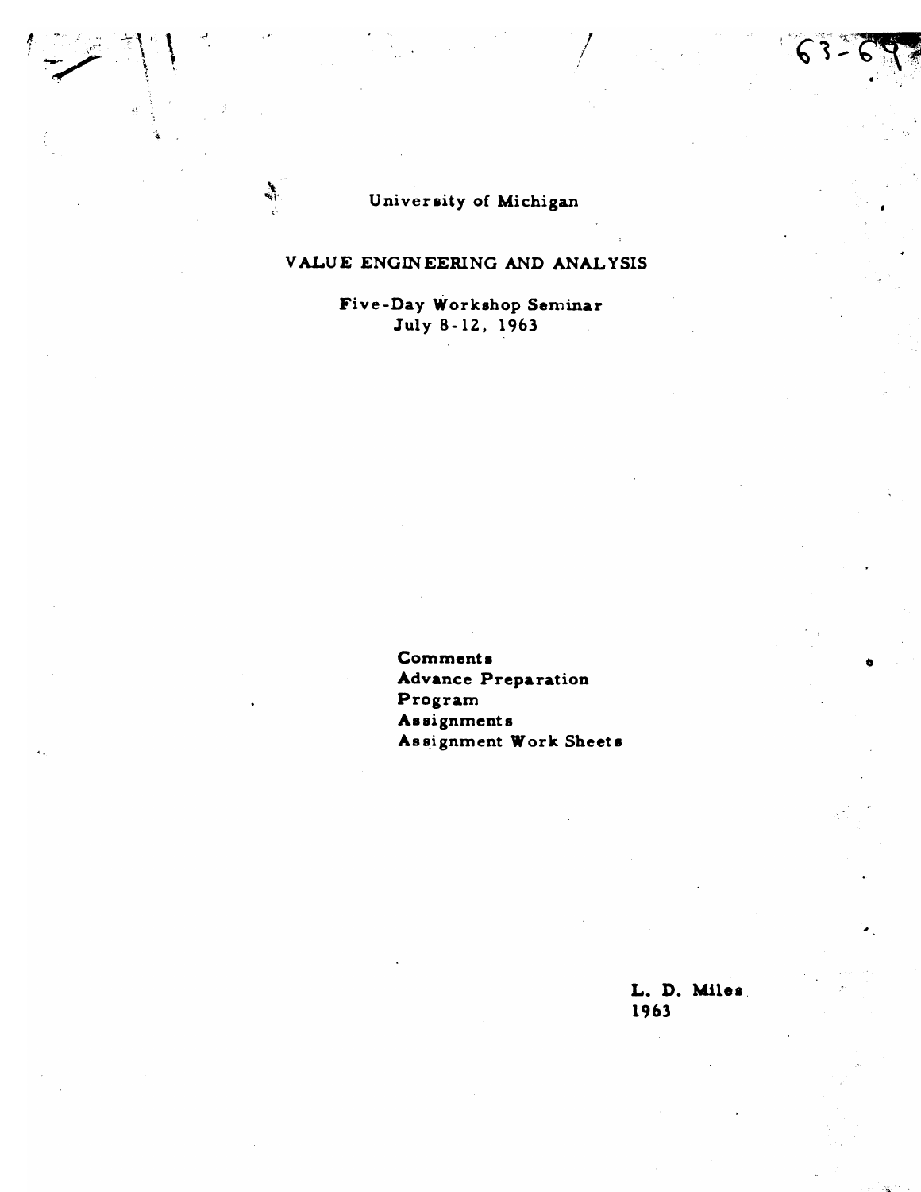University of Michigan

# VALUE ENGINEERING AND ANALYSIS

Five-Day Workshop Seminar
July 8-12, 1963

**Comments**
**Advance Preparation**
**Program**
**Assignments**
**Assignment Work Sheets**

**L. D. Miles**
**1963**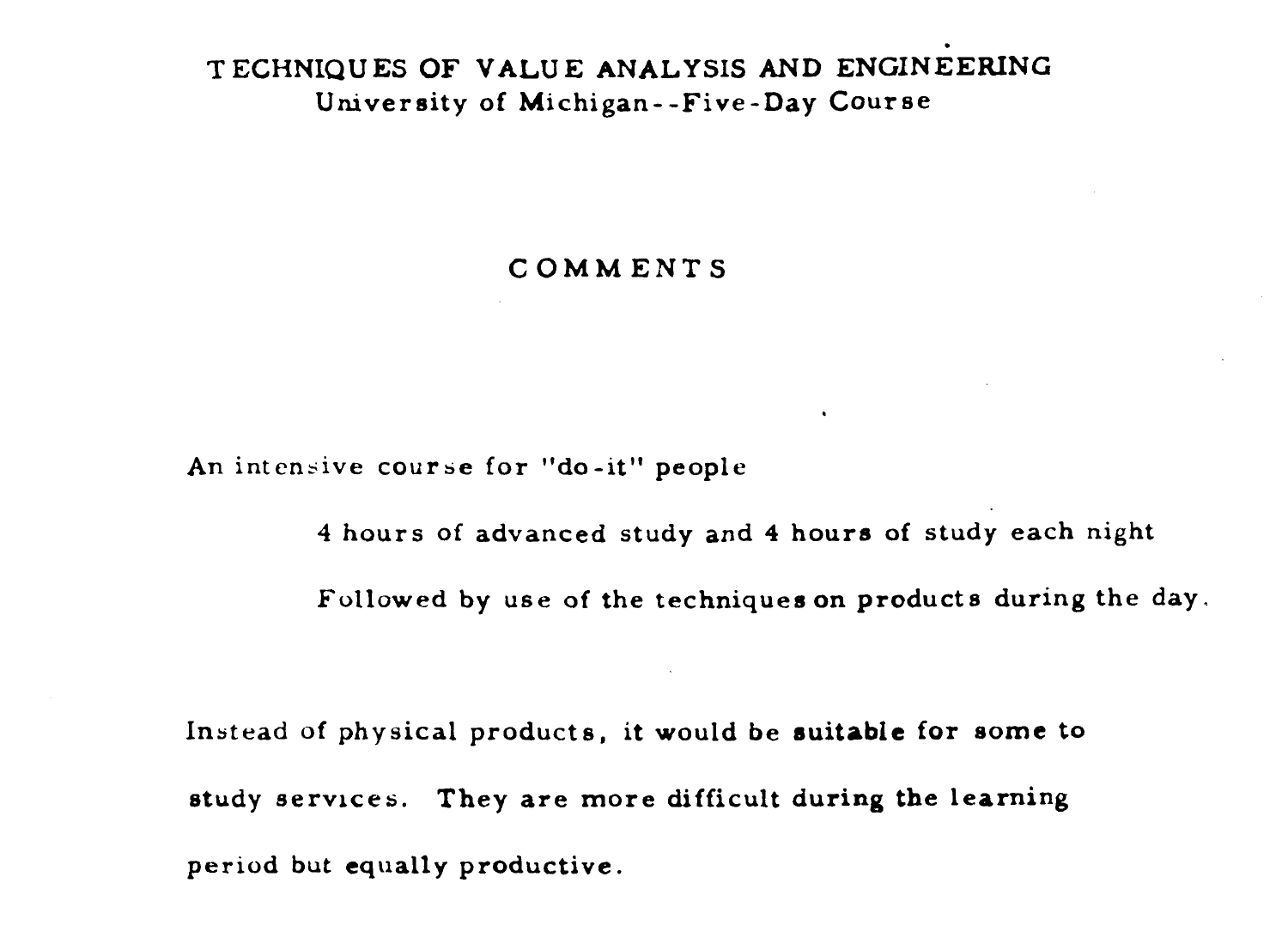# TECHNIQUES OF VALUE ANALYSIS AND ENGINEERING

University of Michigan--Five-Day Course

## COMMENTS

An intensive course for "do-it" people

4 hours of advanced study and 4 hours of study each night

Followed by use of the techniques on products during the day.

Instead of physical products, it would be suitable for some to study services. They are more difficult during the learning period but equally productive.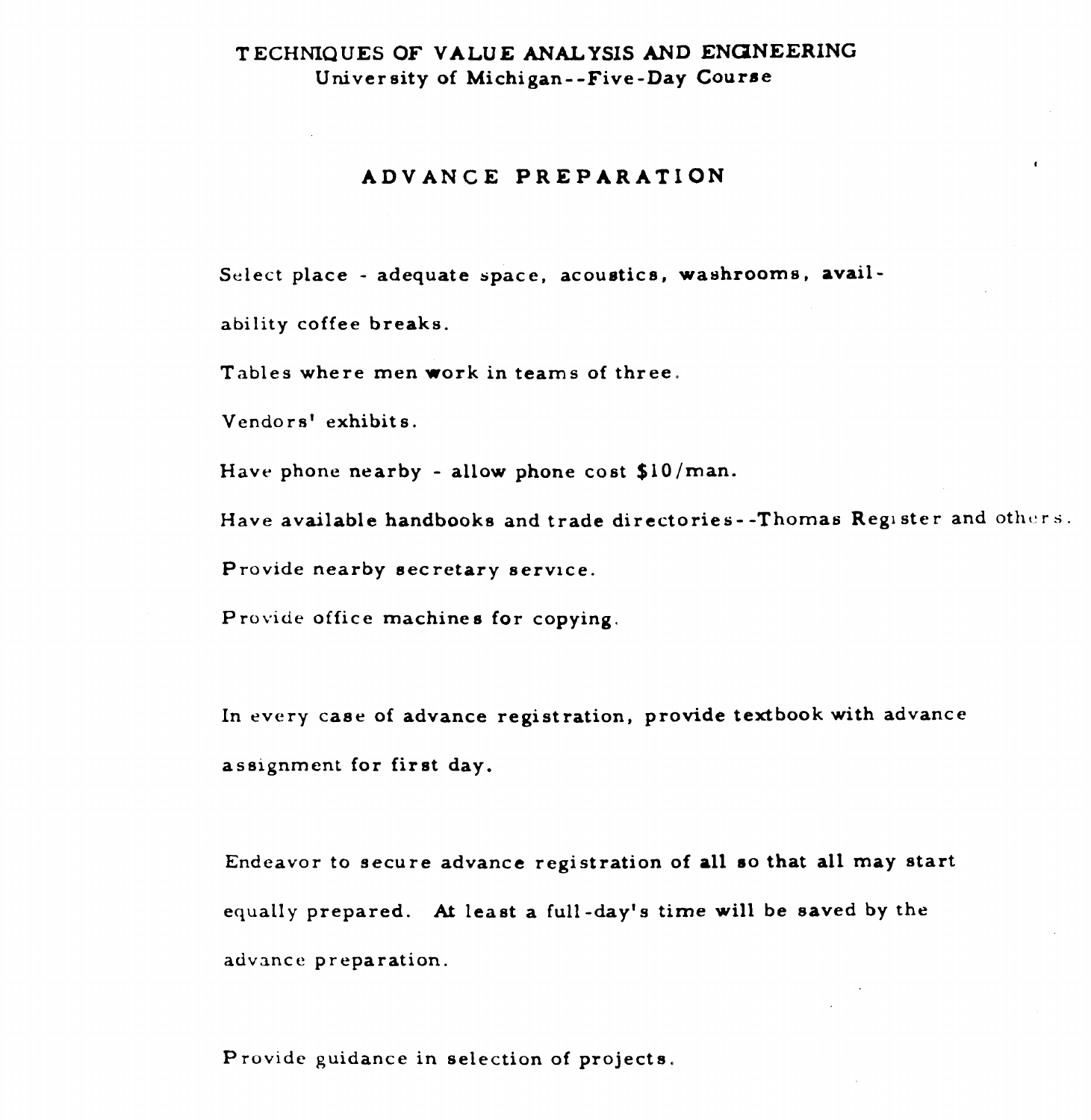# TECHNIQUES OF VALUE ANALYSIS AND ENGINEERING

University of Michigan--Five-Day Course

## ADVANCE PREPARATION

Select place - adequate space, acoustics, washrooms, availability coffee breaks.

Tables where men work in teams of three.

Vendors' exhibits.

Have phone nearby - allow phone cost $10/man.

Have available handbooks and trade directories--Thomas Register and others.

Provide nearby secretary service.

Provide office machines for copying.

In every case of advance registration, provide textbook with advance assignment for first day.

Endeavor to secure advance registration of all so that all may start equally prepared. At least a full-day's time will be saved by the advance preparation.

Provide guidance in selection of projects.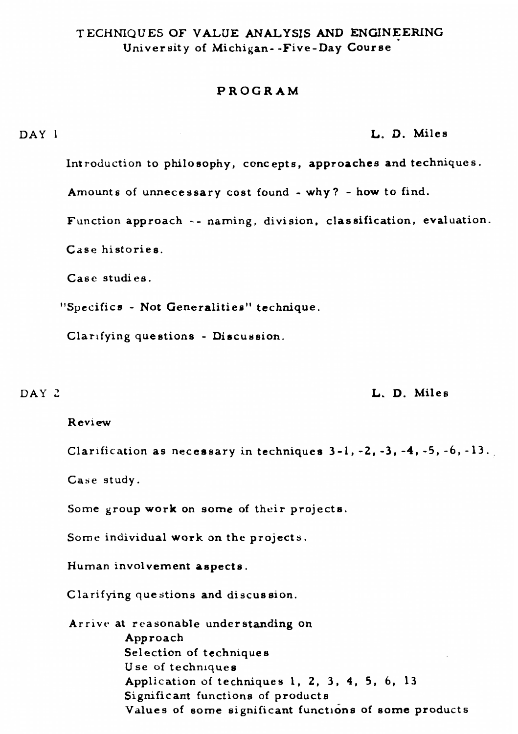# TECHNIQUES OF VALUE ANALYSIS AND ENGINEERING

University of Michigan--Five-Day Course

## PROGRAM

**DAY 1** — **L. D. Miles**

Introduction to philosophy, concepts, approaches and techniques.

Amounts of unnecessary cost found - why? - how to find.

Function approach -- naming, division, classification, evaluation.

Case histories.

Case studies.

"Specifics - Not Generalities" technique.

Clarifying questions - Discussion.

**DAY 2** — **L. D. Miles**

Review

Clarification as necessary in techniques 3-1, -2, -3, -4, -5, -6, -13.

Case study.

Some group work on some of their projects.

Some individual work on the projects.

Human involvement aspects.

Clarifying questions and discussion.

Arrive at reasonable understanding on
- Approach
- Selection of techniques
- Use of techniques
- Application of techniques 1, 2, 3, 4, 5, 6, 13
- Significant functions of products
- Values of some significant functions of some products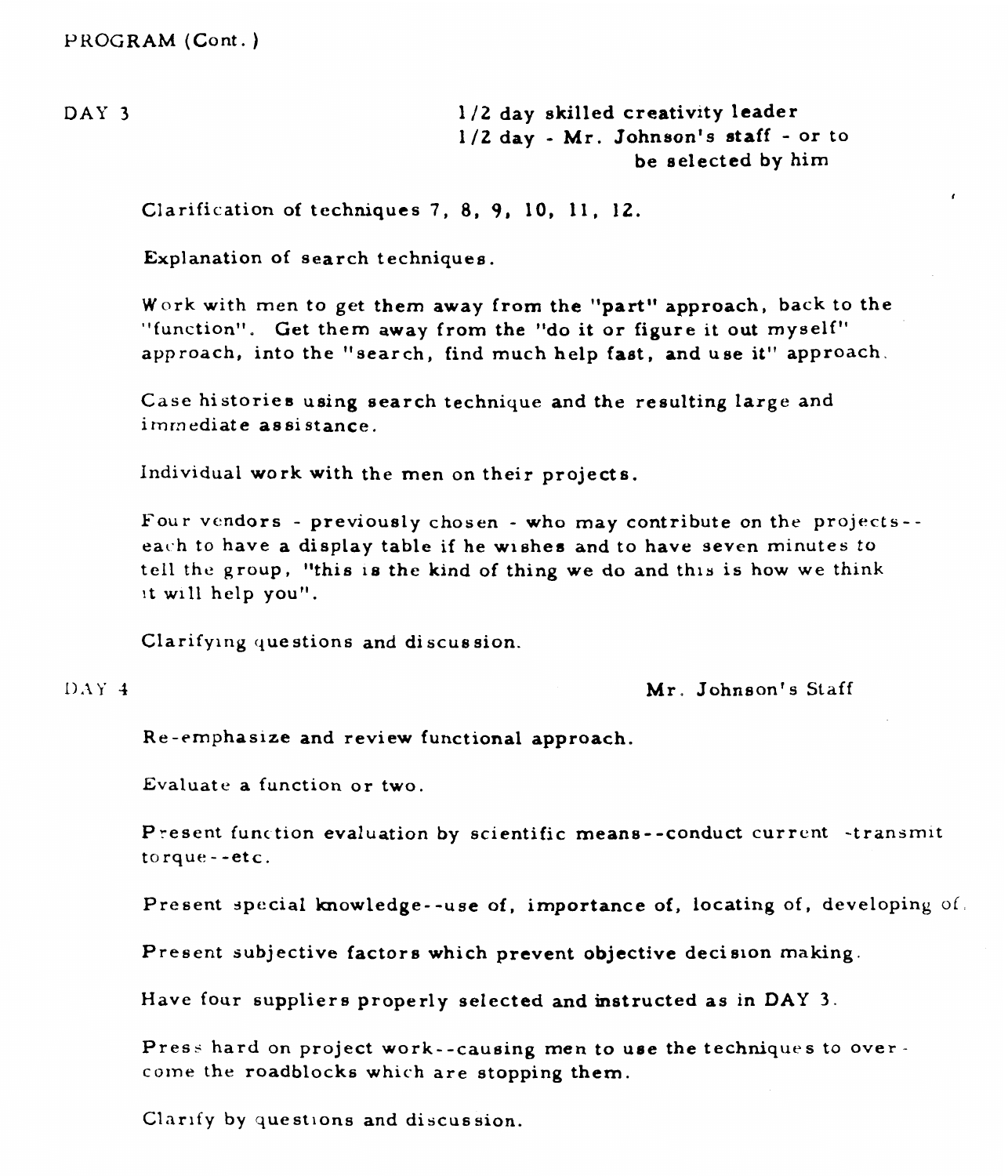PROGRAM (Cont.)

**DAY 3**

1/2 day skilled creativity leader
1/2 day - Mr. Johnson's staff - or to be selected by him

Clarification of techniques 7, 8, 9, 10, 11, 12.

Explanation of search techniques.

Work with men to get them away from the "part" approach, back to the "function". Get them away from the "do it or figure it out myself" approach, into the "search, find much help fast, and use it" approach.

Case histories using search technique and the resulting large and immediate assistance.

Individual work with the men on their projects.

Four vendors - previously chosen - who may contribute on the projects--each to have a display table if he wishes and to have seven minutes to tell the group, "this is the kind of thing we do and this is how we think it will help you".

Clarifying questions and discussion.

**DAY 4**

Mr. Johnson's Staff

Re-emphasize and review functional approach.

Evaluate a function or two.

Present function evaluation by scientific means--conduct current -transmit torque--etc.

Present special knowledge--use of, importance of, locating of, developing of.

Present subjective factors which prevent objective decision making.

Have four suppliers properly selected and instructed as in DAY 3.

Press hard on project work--causing men to use the techniques to overcome the roadblocks which are stopping them.

Clarify by questions and discussion.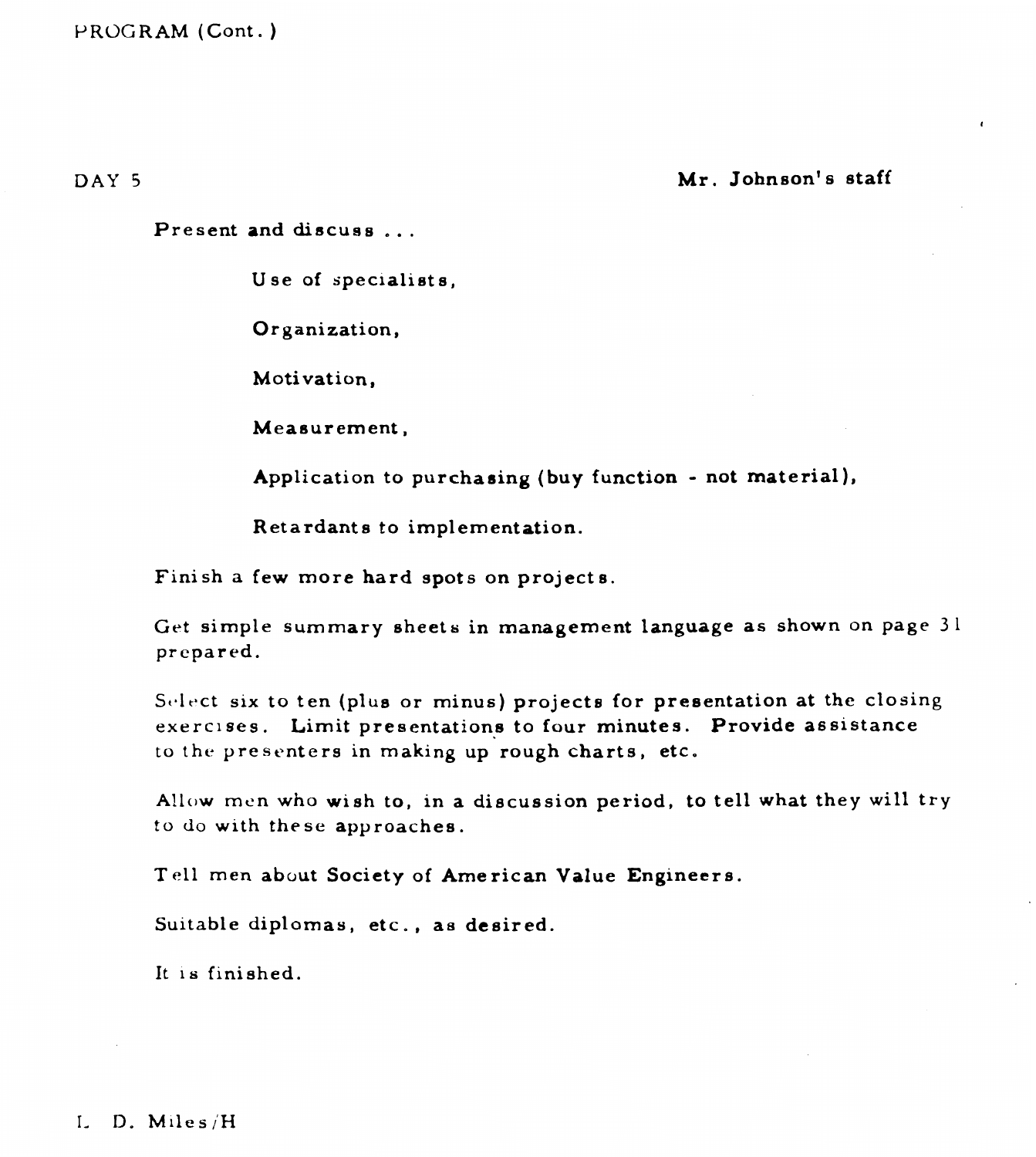PROGRAM (Cont.)

DAY 5 **Mr. Johnson's staff**

Present and discuss . . .

> Use of specialists,
>
> Organization,
>
> Motivation,
>
> Measurement,
>
> Application to purchasing (buy function - not material),
>
> Retardants to implementation.

Finish a few more hard spots on projects.

Get simple summary sheets in management language as shown on page 31 prepared.

Select six to ten (plus or minus) projects for presentation at the closing exercises. Limit presentations to four minutes. Provide assistance to the presenters in making up rough charts, etc.

Allow men who wish to, in a discussion period, to tell what they will try to do with these approaches.

Tell men about Society of American Value Engineers.

Suitable diplomas, etc., as desired.

It is finished.

L. D. Miles/H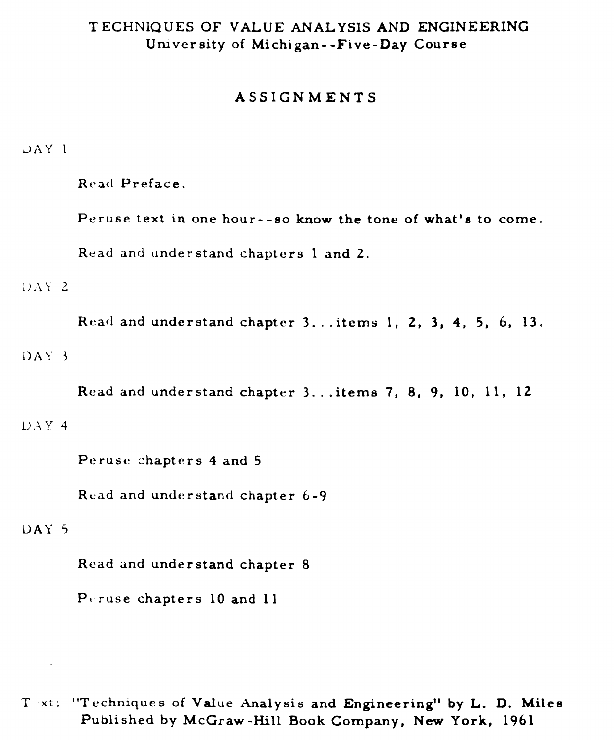# TECHNIQUES OF VALUE ANALYSIS AND ENGINEERING

University of Michigan--Five-Day Course

## ASSIGNMENTS

DAY 1

Read Preface.

Peruse text in one hour--so know the tone of what's to come.

Read and understand chapters 1 and 2.

DAY 2

Read and understand chapter 3...items 1, 2, 3, 4, 5, 6, 13.

DAY 3

Read and understand chapter 3...items 7, 8, 9, 10, 11, 12

DAY 4

Peruse chapters 4 and 5

Read and understand chapter 6-9

DAY 5

Read and understand chapter 8

Peruse chapters 10 and 11

Text: "Techniques of Value Analysis and Engineering" by L. D. Miles
Published by McGraw-Hill Book Company, New York, 1961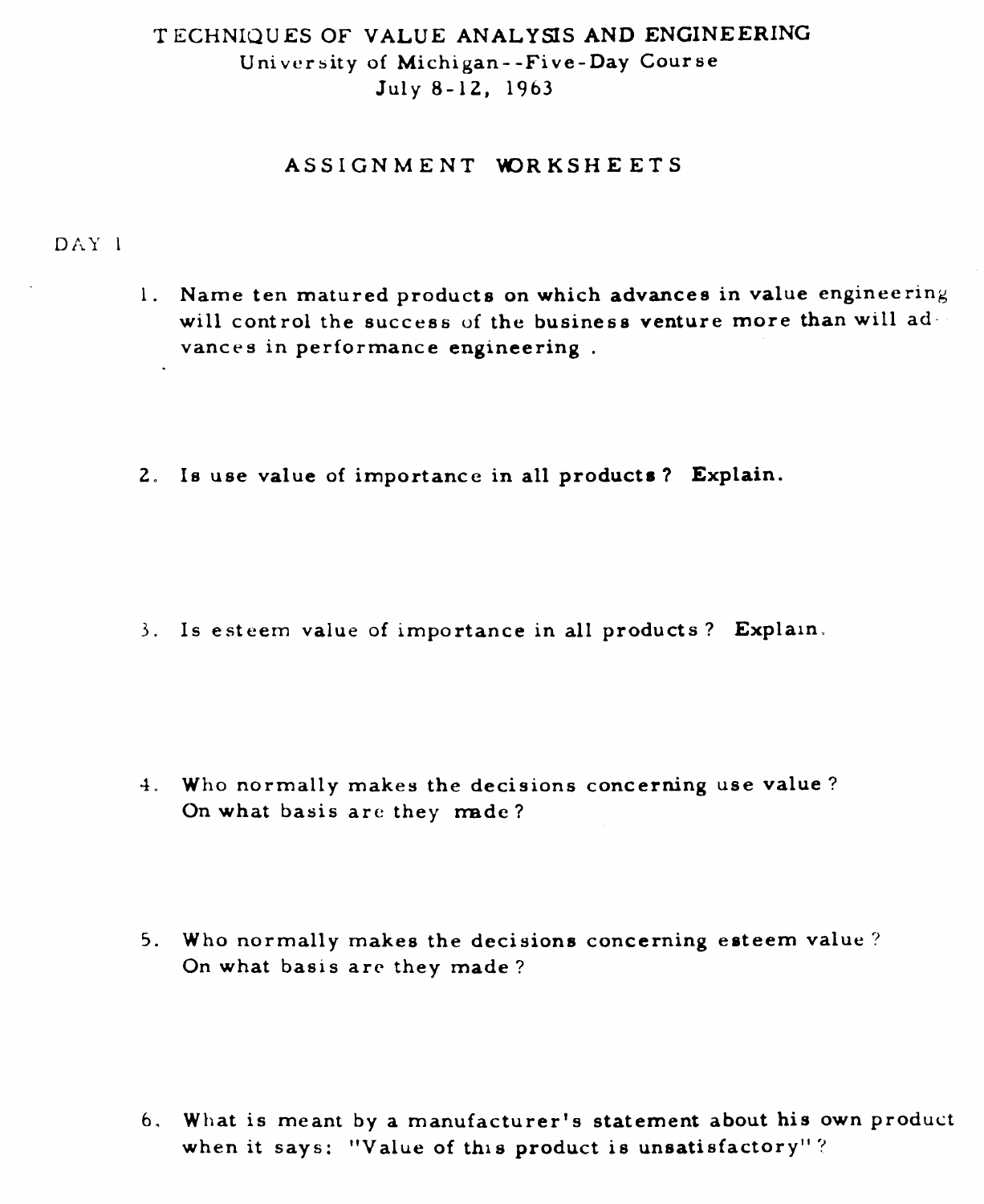# TECHNIQUES OF VALUE ANALYSIS AND ENGINEERING

University of Michigan--Five-Day Course

July 8-12, 1963

## ASSIGNMENT WORKSHEETS

DAY 1

1. Name ten matured products on which advances in value engineering will control the success of the business venture more than will advances in performance engineering .

2. Is use value of importance in all products? Explain.

3. Is esteem value of importance in all products? Explain.

4. Who normally makes the decisions concerning use value? On what basis are they made?

5. Who normally makes the decisions concerning esteem value? On what basis are they made?

6. What is meant by a manufacturer's statement about his own product when it says: "Value of this product is unsatisfactory"?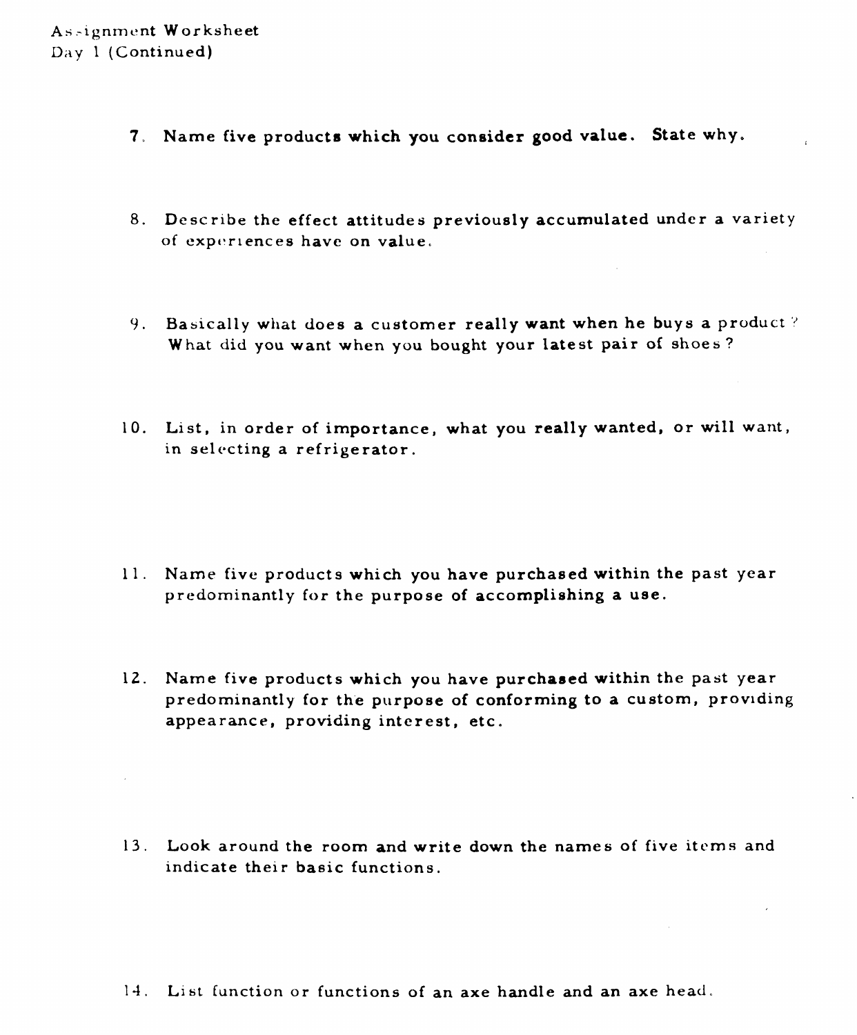Assignment Worksheet
Day 1 (Continued)

7. Name five products which you consider good value. State why.

8. Describe the effect attitudes previously accumulated under a variety of experiences have on value.

9. Basically what does a customer really want when he buys a product? What did you want when you bought your latest pair of shoes?

10. List, in order of importance, what you really wanted, or will want, in selecting a refrigerator.

11. Name five products which you have purchased within the past year predominantly for the purpose of accomplishing a use.

12. Name five products which you have purchased within the past year predominantly for the purpose of conforming to a custom, providing appearance, providing interest, etc.

13. Look around the room and write down the names of five items and indicate their basic functions.

14. List function or functions of an axe handle and an axe head.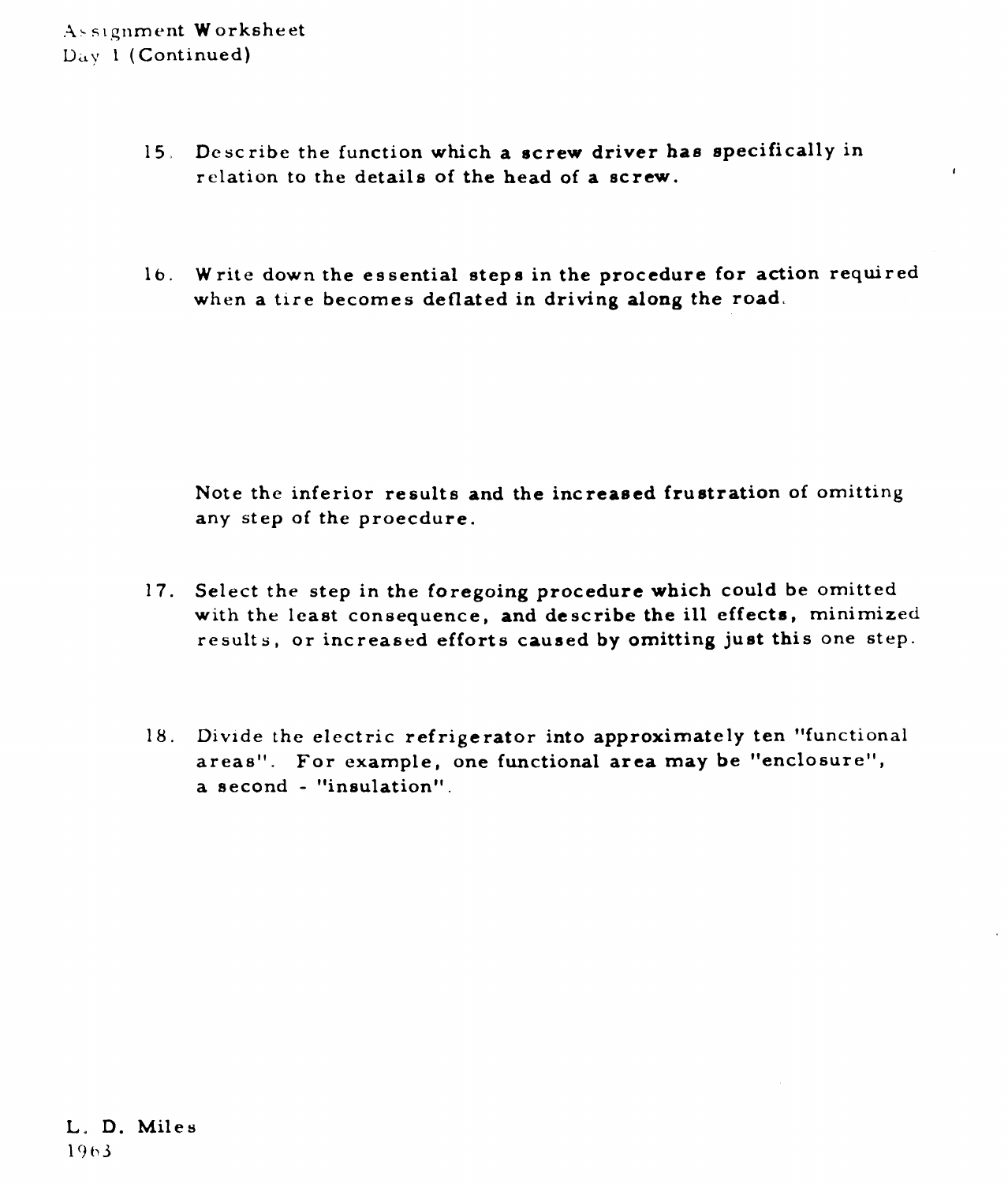Assignment Worksheet
Day 1 (Continued)

15. Describe the function which a screw driver has specifically in relation to the details of the head of a screw.

16. Write down the essential steps in the procedure for action required when a tire becomes deflated in driving along the road.

Note the inferior results and the increased frustration of omitting any step of the proecdure.

17. Select the step in the foregoing procedure which could be omitted with the least consequence, and describe the ill effects, minimized results, or increased efforts caused by omitting just this one step.

18. Divide the electric refrigerator into approximately ten "functional areas". For example, one functional area may be "enclosure", a second - "insulation".

L. D. Miles
1963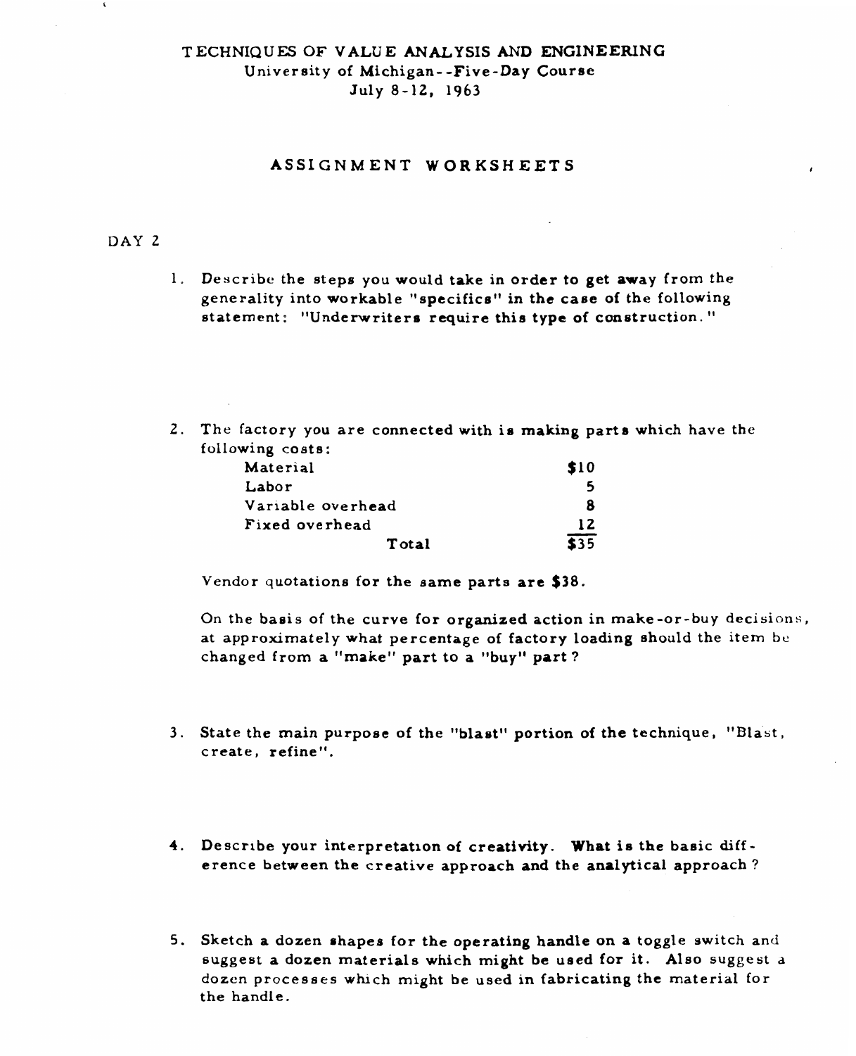TECHNIQUES OF VALUE ANALYSIS AND ENGINEERING
University of Michigan--Five-Day Course
July 8-12, 1963

## ASSIGNMENT WORKSHEETS

DAY 2

1. Describe the steps you would take in order to get away from the generality into workable "specifics" in the case of the following statement: "Underwriters require this type of construction."

2. The factory you are connected with is making parts which have the following costs:

   | | |
   |---|---|
   | Material | $10 |
   | Labor | 5 |
   | Variable overhead | 8 |
   | Fixed overhead | 12 |
   | Total | $35 |

   Vendor quotations for the same parts are $38.

   On the basis of the curve for organized action in make-or-buy decisions, at approximately what percentage of factory loading should the item be changed from a "make" part to a "buy" part?

3. State the main purpose of the "blast" portion of the technique, "Blast, create, refine".

4. Describe your interpretation of creativity. **What is the basic difference between the creative approach and the analytical approach?**

5. Sketch a dozen shapes for the operating handle on a toggle switch and suggest a dozen materials which might be used for it. Also suggest a dozen processes which might be used in fabricating the material for the handle.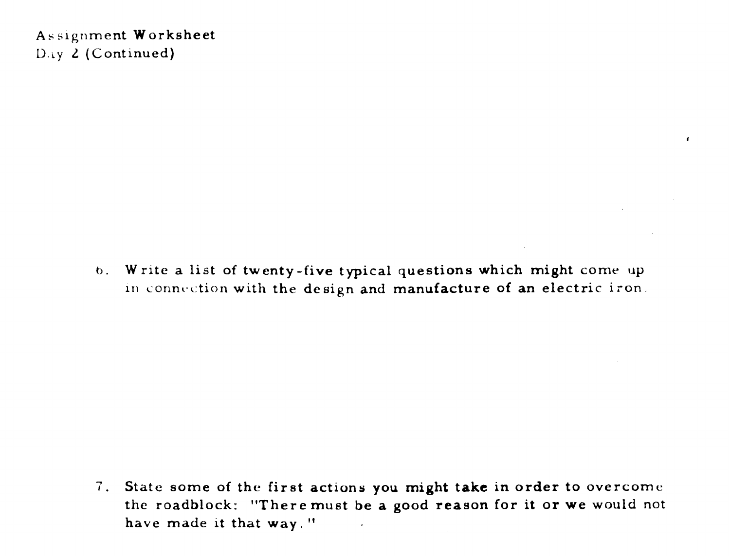Assignment Worksheet
Day 2 (Continued)

6. Write a list of twenty-five typical questions which might come up in connection with the design and manufacture of an electric iron.

7. State some of the first actions you might take in order to overcome the roadblock: "There must be a good reason for it or we would not have made it that way."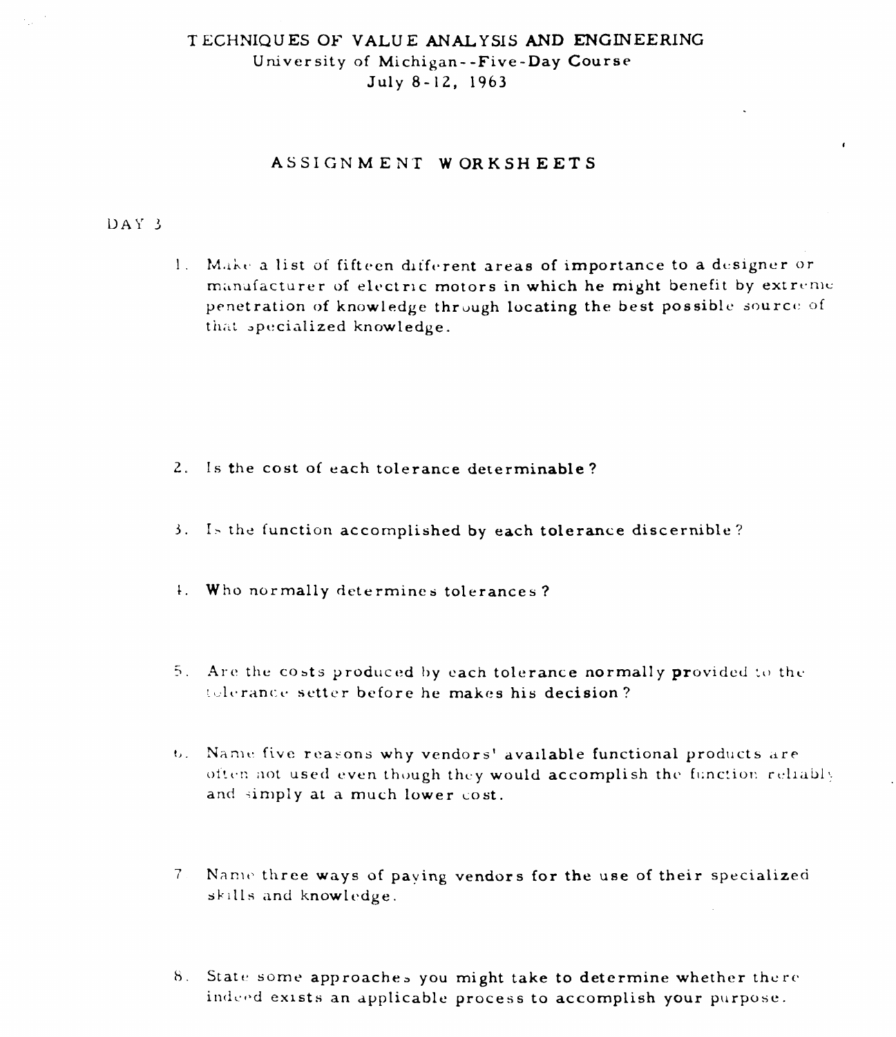# TECHNIQUES OF VALUE ANALYSIS AND ENGINEERING

University of Michigan--Five-Day Course

July 8-12, 1963

## ASSIGNMENT WORKSHEETS

DAY 3

1. Make a list of fifteen different areas of importance to a designer or manufacturer of electric motors in which he might benefit by extreme penetration of knowledge through locating the best possible source of that specialized knowledge.

2. Is the cost of each tolerance determinable?

3. Is the function accomplished by each tolerance discernible?

4. Who normally determines tolerances?

5. Are the costs produced by each tolerance normally provided to the tolerance setter before he makes his decision?

6. Name five reasons why vendors' available functional products are often not used even though they would accomplish the function reliably and simply at a much lower cost.

7. Name three ways of paying vendors for the use of their specialized skills and knowledge.

8. State some approaches you might take to determine whether there indeed exists an applicable process to accomplish your purpose.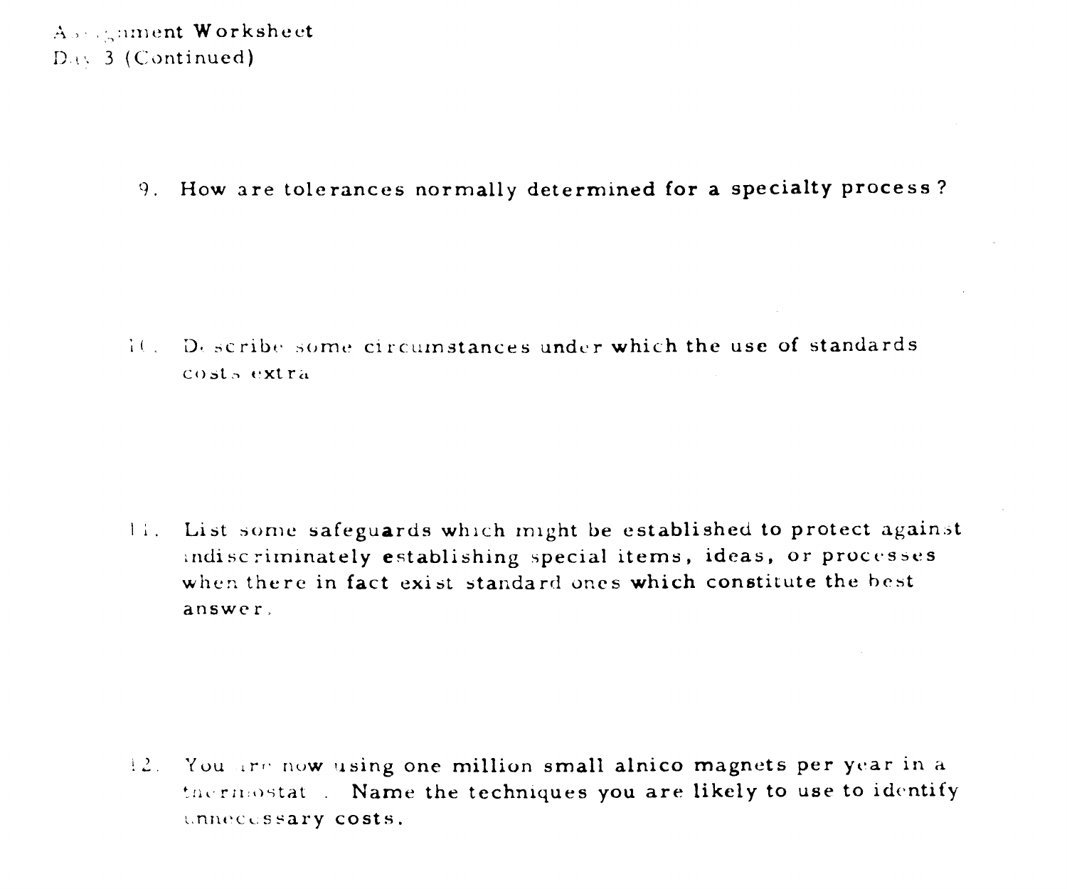Assignment Worksheet
Day 3 (Continued)

9. How are tolerances normally determined for a specialty process?

10. Describe some circumstances under which the use of standards costs extra

11. List some safeguards which might be established to protect against indiscriminately establishing special items, ideas, or processes when there in fact exist standard ones which constitute the best answer.

12. You are now using one million small alnico magnets per year in a thermostat . Name the techniques you are likely to use to identify unnecessary costs.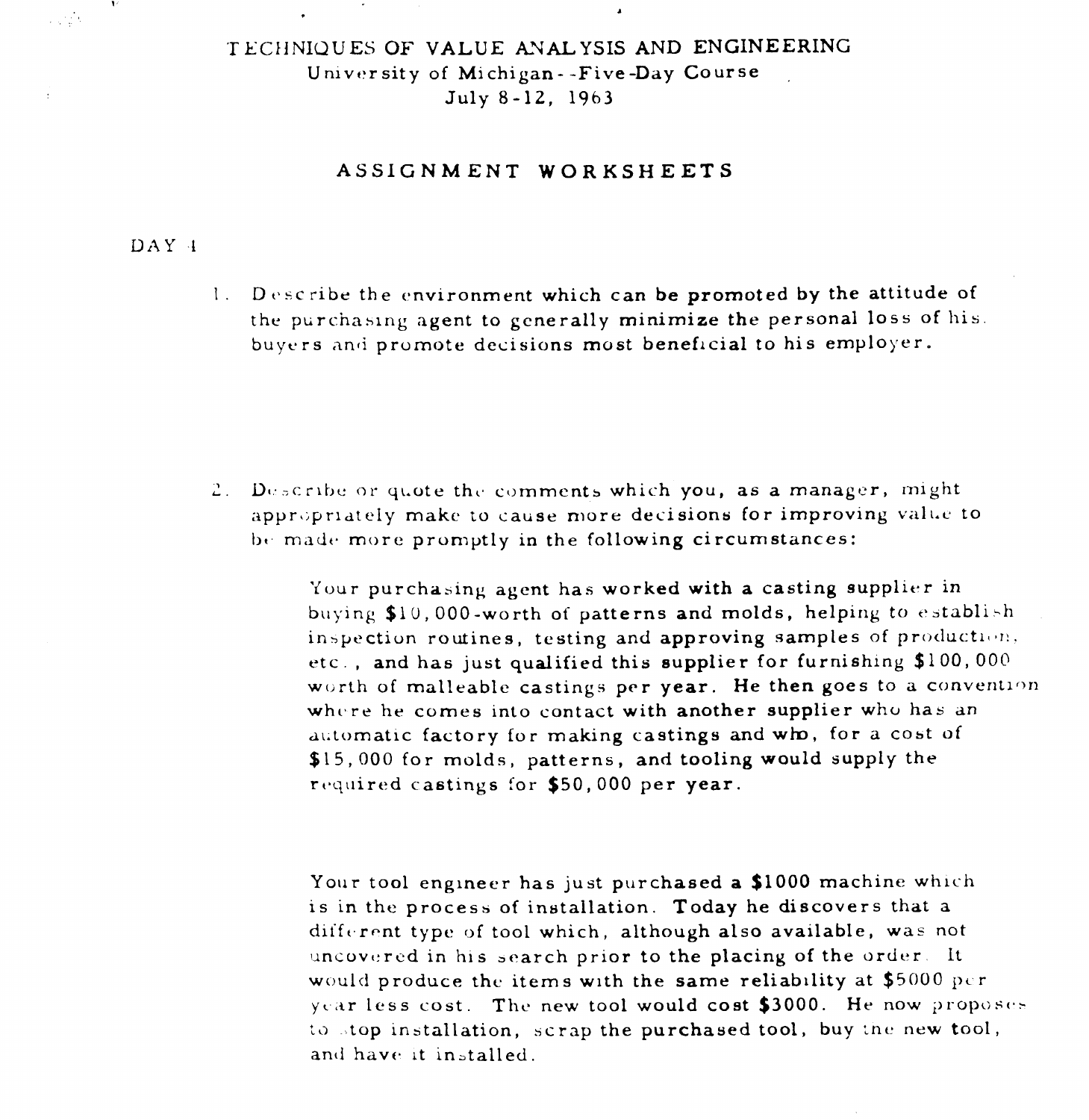# TECHNIQUES OF VALUE ANALYSIS AND ENGINEERING

University of Michigan--Five-Day Course

July 8-12, 1963

## ASSIGNMENT WORKSHEETS

DAY 4

1. Describe the environment which can be promoted by the attitude of the purchasing agent to generally minimize the personal loss of his buyers and promote decisions most beneficial to his employer.

2. Describe or quote the comments which you, as a manager, might appropriately make to cause more decisions for improving value to be made more promptly in the following circumstances:

   Your purchasing agent has worked with a casting supplier in buying $10,000-worth of patterns and molds, helping to establish inspection routines, testing and approving samples of production, etc., and has just qualified this supplier for furnishing $100,000 worth of malleable castings per year. He then goes to a convention where he comes into contact with another supplier who has an automatic factory for making castings and who, for a cost of $15,000 for molds, patterns, and tooling would supply the required castings for $50,000 per year.

   Your tool engineer has just purchased a $1000 machine which is in the process of installation. Today he discovers that a different type of tool which, although also available, was not uncovered in his search prior to the placing of the order. It would produce the items with the same reliability at $5000 per year less cost. The new tool would cost $3000. He now proposes to stop installation, scrap the purchased tool, buy the new tool, and have it installed.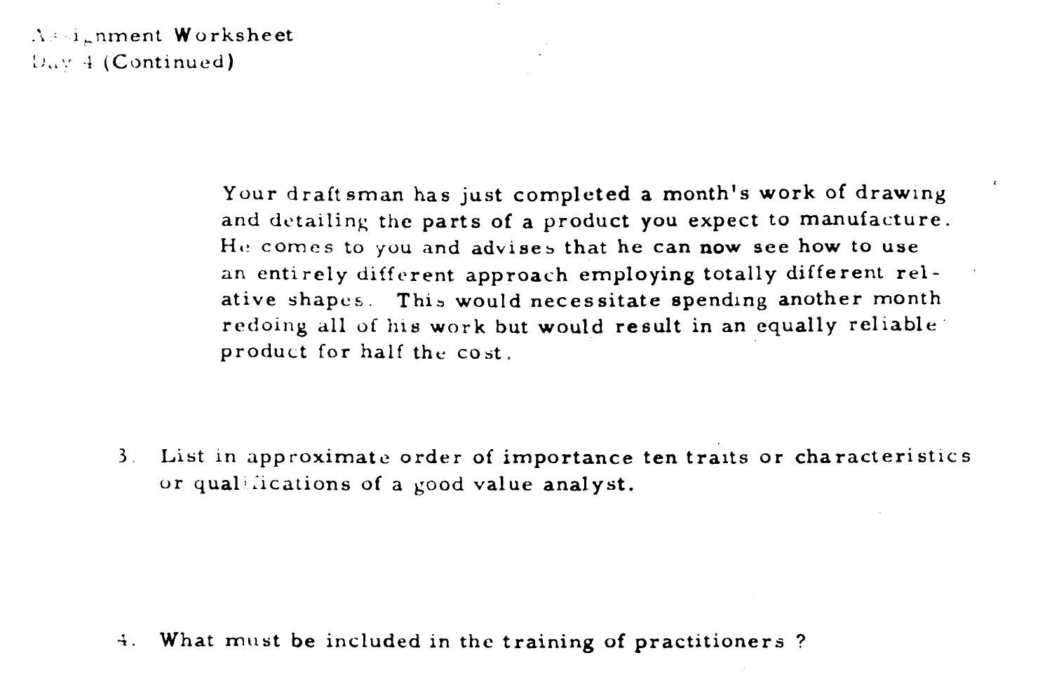Assignment Worksheet
Day 4 (Continued)

Your draftsman has just completed a month's work of drawing and detailing the parts of a product you expect to manufacture. He comes to you and advises that he can now see how to use an entirely different approach employing totally different relative shapes. This would necessitate spending another month redoing all of his work but would result in an equally reliable product for half the cost.

3. List in approximate order of importance ten traits or characteristics or qualifications of a good value analyst.

4. What must be included in the training of practitioners?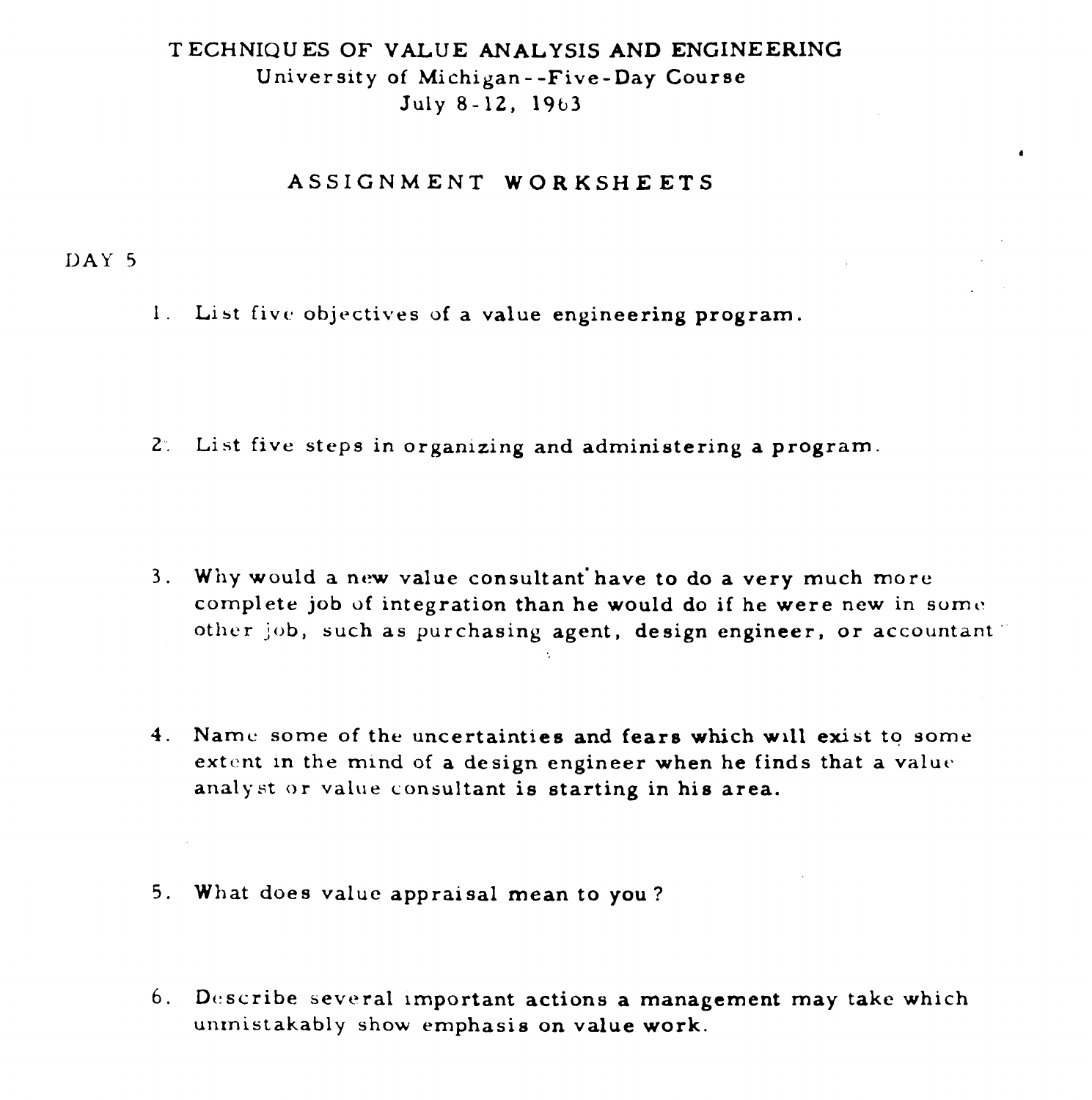# TECHNIQUES OF VALUE ANALYSIS AND ENGINEERING

University of Michigan--Five-Day Course

July 8-12, 1963

## ASSIGNMENT WORKSHEETS

DAY 5

1. List five objectives of a value engineering program.

2. List five steps in organizing and administering a program.

3. Why would a new value consultant have to do a very much more complete job of integration than he would do if he were new in some other job, such as purchasing agent, design engineer, or accountant

4. Name some of the uncertainties and fears which will exist to some extent in the mind of a design engineer when he finds that a value analyst or value consultant is starting in his area.

5. What does value appraisal mean to you?

6. Describe several important actions a management may take which unmistakably show emphasis on value work.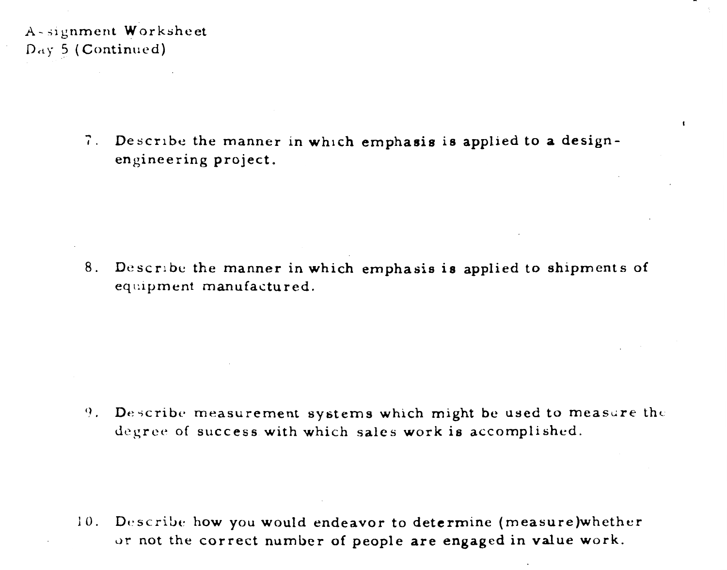Assignment Worksheet
Day 5 (Continued)

7. Describe the manner in which emphasis is applied to a design-engineering project.

8. Describe the manner in which emphasis is applied to shipments of equipment manufactured.

9. Describe measurement systems which might be used to measure the degree of success with which sales work is accomplished.

10. Describe how you would endeavor to determine (measure)whether or not the correct number of people are engaged in value work.